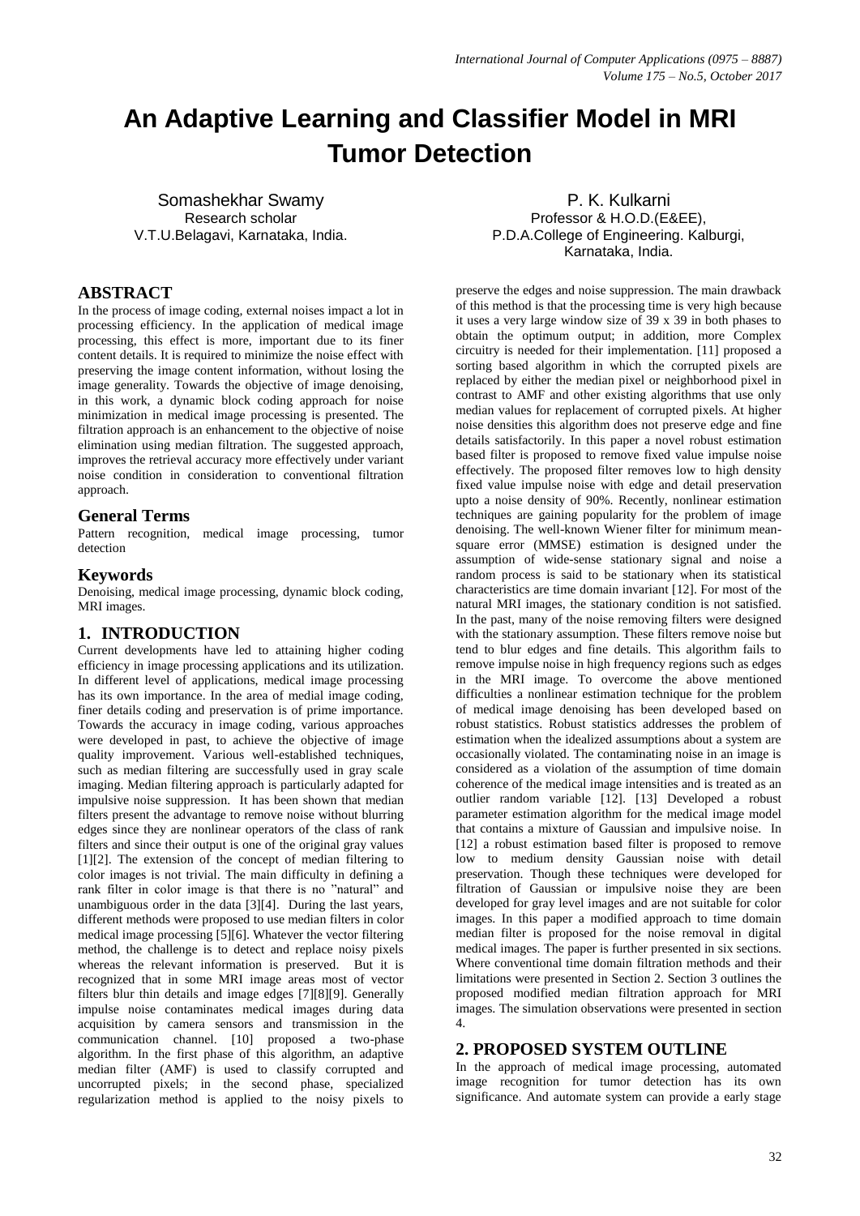# An Adaptive Learning and Classifier Model in MRI Tumor Detection

Somashekhar Swamy
Research scholar
V.T.U.Belagavi, Karnataka, India.

P. K. Kulkarni
Professor & H.O.D.(E&EE),
P.D.A.College of Engineering. Kalburgi, Karnataka, India.

## ABSTRACT

In the process of image coding, external noises impact a lot in processing efficiency. In the application of medical image processing, this effect is more, important due to its finer content details. It is required to minimize the noise effect with preserving the image content information, without losing the image generality. Towards the objective of image denoising, in this work, a dynamic block coding approach for noise minimization in medical image processing is presented. The filtration approach is an enhancement to the objective of noise elimination using median filtration. The suggested approach, improves the retrieval accuracy more effectively under variant noise condition in consideration to conventional filtration approach.

## General Terms

Pattern recognition, medical image processing, tumor detection

## Keywords

Denoising, medical image processing, dynamic block coding, MRI images.

## 1. INTRODUCTION

Current developments have led to attaining higher coding efficiency in image processing applications and its utilization. In different level of applications, medical image processing has its own importance. In the area of medial image coding, finer details coding and preservation is of prime importance. Towards the accuracy in image coding, various approaches were developed in past, to achieve the objective of image quality improvement. Various well-established techniques, such as median filtering are successfully used in gray scale imaging. Median filtering approach is particularly adapted for impulsive noise suppression. It has been shown that median filters present the advantage to remove noise without blurring edges since they are nonlinear operators of the class of rank filters and since their output is one of the original gray values [1][2]. The extension of the concept of median filtering to color images is not trivial. The main difficulty in defining a rank filter in color image is that there is no "natural" and unambiguous order in the data [3][4]. During the last years, different methods were proposed to use median filters in color medical image processing [5][6]. Whatever the vector filtering method, the challenge is to detect and replace noisy pixels whereas the relevant information is preserved. But it is recognized that in some MRI image areas most of vector filters blur thin details and image edges [7][8][9]. Generally impulse noise contaminates medical images during data acquisition by camera sensors and transmission in the communication channel. [10] proposed a two-phase algorithm. In the first phase of this algorithm, an adaptive median filter (AMF) is used to classify corrupted and uncorrupted pixels; in the second phase, specialized regularization method is applied to the noisy pixels to preserve the edges and noise suppression. The main drawback of this method is that the processing time is very high because it uses a very large window size of 39 x 39 in both phases to obtain the optimum output; in addition, more Complex circuitry is needed for their implementation. [11] proposed a sorting based algorithm in which the corrupted pixels are replaced by either the median pixel or neighborhood pixel in contrast to AMF and other existing algorithms that use only median values for replacement of corrupted pixels. At higher noise densities this algorithm does not preserve edge and fine details satisfactorily. In this paper a novel robust estimation based filter is proposed to remove fixed value impulse noise effectively. The proposed filter removes low to high density fixed value impulse noise with edge and detail preservation upto a noise density of 90%. Recently, nonlinear estimation techniques are gaining popularity for the problem of image denoising. The well-known Wiener filter for minimum mean-square error (MMSE) estimation is designed under the assumption of wide-sense stationary signal and noise a random process is said to be stationary when its statistical characteristics are time domain invariant [12]. For most of the natural MRI images, the stationary condition is not satisfied. In the past, many of the noise removing filters were designed with the stationary assumption. These filters remove noise but tend to blur edges and fine details. This algorithm fails to remove impulse noise in high frequency regions such as edges in the MRI image. To overcome the above mentioned difficulties a nonlinear estimation technique for the problem of medical image denoising has been developed based on robust statistics. Robust statistics addresses the problem of estimation when the idealized assumptions about a system are occasionally violated. The contaminating noise in an image is considered as a violation of the assumption of time domain coherence of the medical image intensities and is treated as an outlier random variable [12]. [13] Developed a robust parameter estimation algorithm for the medical image model that contains a mixture of Gaussian and impulsive noise. In [12] a robust estimation based filter is proposed to remove low to medium density Gaussian noise with detail preservation. Though these techniques were developed for filtration of Gaussian or impulsive noise they are been developed for gray level images and are not suitable for color images. In this paper a modified approach to time domain median filter is proposed for the noise removal in digital medical images. The paper is further presented in six sections. Where conventional time domain filtration methods and their limitations were presented in Section 2. Section 3 outlines the proposed modified median filtration approach for MRI images. The simulation observations were presented in section 4.

## 2. PROPOSED SYSTEM OUTLINE

In the approach of medical image processing, automated image recognition for tumor detection has its own significance. And automate system can provide a early stage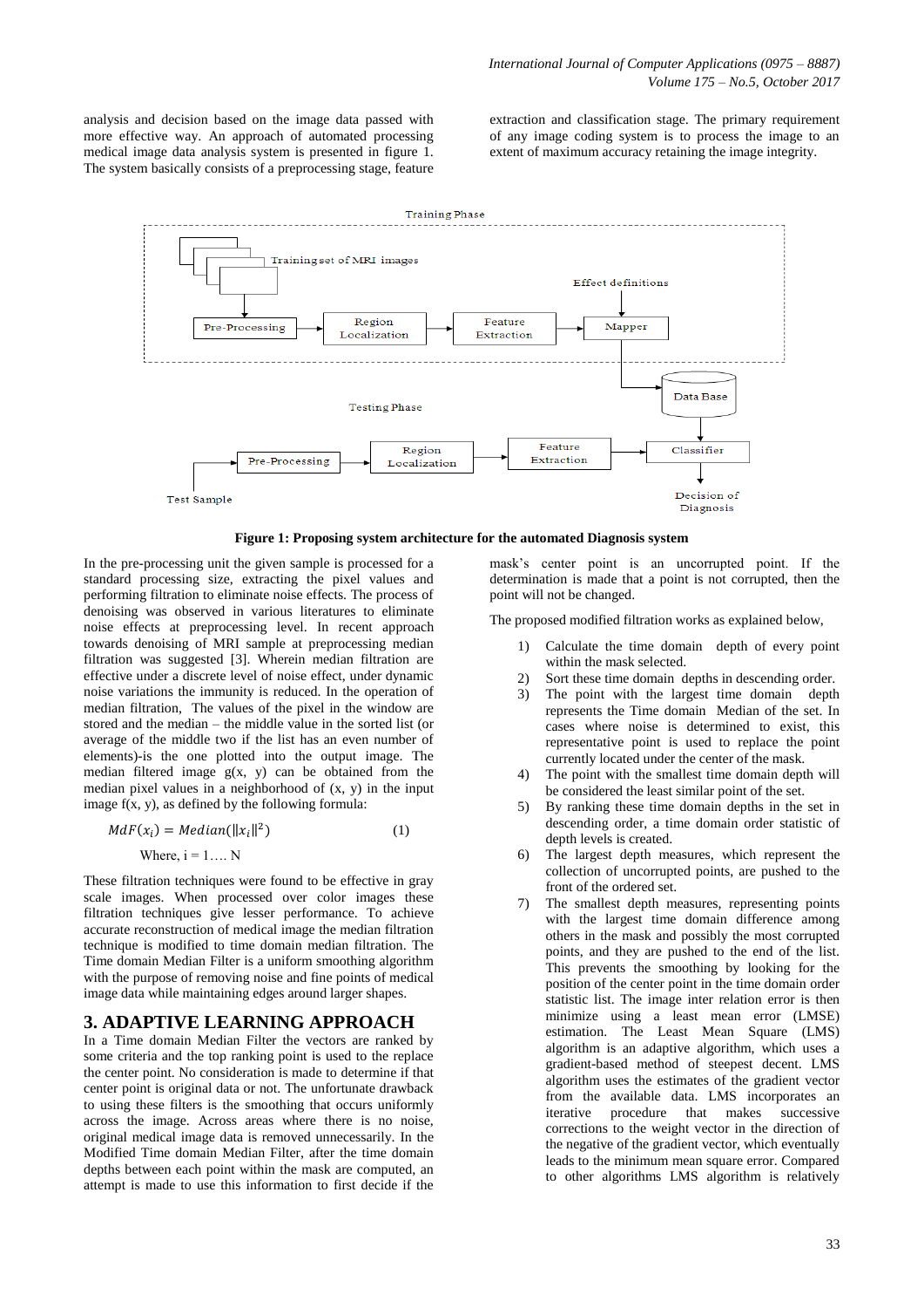analysis and decision based on the image data passed with more effective way. An approach of automated processing medical image data analysis system is presented in figure 1. The system basically consists of a preprocessing stage, feature extraction and classification stage. The primary requirement of any image coding system is to process the image to an extent of maximum accuracy retaining the image integrity.

Training Phase

Training set of MRI images

Effect definitions

Pre-Processing → Region Localization → Feature Extraction → Mapper

Data Base

Testing Phase

Test Sample → Pre-Processing → Region Localization → Feature Extraction → Classifier

Decision of Diagnosis

**Figure 1: Proposing system architecture for the automated Diagnosis system**

In the pre-processing unit the given sample is processed for a standard processing size, extracting the pixel values and performing filtration to eliminate noise effects. The process of denoising was observed in various literatures to eliminate noise effects at preprocessing level. In recent approach towards denoising of MRI sample at preprocessing median filtration was suggested [3]. Wherein median filtration are effective under a discrete level of noise effect, under dynamic noise variations the immunity is reduced. In the operation of median filtration, The values of the pixel in the window are stored and the median – the middle value in the sorted list (or average of the middle two if the list has an even number of elements)-is the one plotted into the output image. The median filtered image g(x, y) can be obtained from the median pixel values in a neighborhood of (x, y) in the input image f(x, y), as defined by the following formula:

$$MdF(x_i) = Median(\|x_i\|^2) \tag{1}$$

Where, i = 1…. N

These filtration techniques were found to be effective in gray scale images. When processed over color images these filtration techniques give lesser performance. To achieve accurate reconstruction of medical image the median filtration technique is modified to time domain median filtration. The Time domain Median Filter is a uniform smoothing algorithm with the purpose of removing noise and fine points of medical image data while maintaining edges around larger shapes.

## 3. ADAPTIVE LEARNING APPROACH

In a Time domain Median Filter the vectors are ranked by some criteria and the top ranking point is used to the replace the center point. No consideration is made to determine if that center point is original data or not. The unfortunate drawback to using these filters is the smoothing that occurs uniformly across the image. Across areas where there is no noise, original medical image data is removed unnecessarily. In the Modified Time domain Median Filter, after the time domain depths between each point within the mask are computed, an attempt is made to use this information to first decide if the mask's center point is an uncorrupted point. If the determination is made that a point is not corrupted, then the point will not be changed.

The proposed modified filtration works as explained below,

1) Calculate the time domain depth of every point within the mask selected.
2) Sort these time domain depths in descending order.
3) The point with the largest time domain depth represents the Time domain Median of the set. In cases where noise is determined to exist, this representative point is used to replace the point currently located under the center of the mask.
4) The point with the smallest time domain depth will be considered the least similar point of the set.
5) By ranking these time domain depths in the set in descending order, a time domain order statistic of depth levels is created.
6) The largest depth measures, which represent the collection of uncorrupted points, are pushed to the front of the ordered set.
7) The smallest depth measures, representing points with the largest time domain difference among others in the mask and possibly the most corrupted points, and they are pushed to the end of the list. This prevents the smoothing by looking for the position of the center point in the time domain order statistic list. The image inter relation error is then minimize using a least mean error (LMSE) estimation. The Least Mean Square (LMS) algorithm is an adaptive algorithm, which uses a gradient-based method of steepest decent. LMS algorithm uses the estimates of the gradient vector from the available data. LMS incorporates an iterative procedure that makes successive corrections to the weight vector in the direction of the negative of the gradient vector, which eventually leads to the minimum mean square error. Compared to other algorithms LMS algorithm is relatively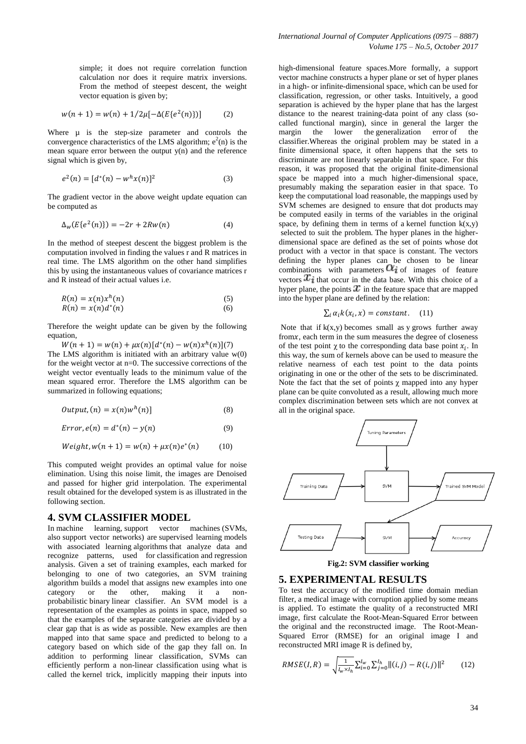simple; it does not require correlation function calculation nor does it require matrix inversions. From the method of steepest descent, the weight vector equation is given by;

$$w(n+1) = w(n) + 1/2\mu[-\Delta(E\{e^2(n)\})] \qquad (2)$$

Where μ is the step-size parameter and controls the convergence characteristics of the LMS algorithm; $e^2(n)$ is the mean square error between the output y(n) and the reference signal which is given by,

$$e^2(n) = [d^*(n) - w^h x(n)]^2 \qquad (3)$$

The gradient vector in the above weight update equation can be computed as

$$\Delta_w(E\{e^2(n)\}) = -2r + 2Rw(n) \qquad (4)$$

In the method of steepest descent the biggest problem is the computation involved in finding the values r and R matrices in real time. The LMS algorithm on the other hand simplifies this by using the instantaneous values of covariance matrices r and R instead of their actual values i.e.

$$R(n) = x(n)x^h(n) \qquad (5)$$

$$R(n) = x(n)d^*(n) \qquad (6)$$

Therefore the weight update can be given by the following equation,

$$W(n+1) = w(n) + \mu x(n)[d^*(n) - w(n)x^h(n)] (7)$$

The LMS algorithm is initiated with an arbitrary value w(0) for the weight vector at n=0. The successive corrections of the weight vector eventually leads to the minimum value of the mean squared error. Therefore the LMS algorithm can be summarized in following equations;

$$Output, (n) = x(n)w^h(n)] \qquad (8)$$

$$Error, e(n) = d^*(n) - y(n) \qquad (9)$$

$$Weight, w(n+1) = w(n) + \mu x(n)e^*(n) \qquad (10)$$

This computed weight provides an optimal value for noise elimination. Using this noise limit, the images are Denoised and passed for higher grid interpolation. The experimental result obtained for the developed system is as illustrated in the following section.

## 4. SVM CLASSIFIER MODEL

In machine learning, support vector machines (SVMs, also support vector networks) are supervised learning models with associated learning algorithms that analyze data and recognize patterns, used for classification and regression analysis. Given a set of training examples, each marked for belonging to one of two categories, an SVM training algorithm builds a model that assigns new examples into one category or the other, making it a non-probabilistic binary linear classifier. An SVM model is a representation of the examples as points in space, mapped so that the examples of the separate categories are divided by a clear gap that is as wide as possible. New examples are then mapped into that same space and predicted to belong to a category based on which side of the gap they fall on. In addition to performing linear classification, SVMs can efficiently perform a non-linear classification using what is called the kernel trick, implicitly mapping their inputs into high-dimensional feature spaces.More formally, a support vector machine constructs a hyper plane or set of hyper planes in a high- or infinite-dimensional space, which can be used for classification, regression, or other tasks. Intuitively, a good separation is achieved by the hyper plane that has the largest distance to the nearest training-data point of any class (so-called functional margin), since in general the larger the margin the lower the generalization error of the classifier.Whereas the original problem may be stated in a finite dimensional space, it often happens that the sets to discriminate are not linearly separable in that space. For this reason, it was proposed that the original finite-dimensional space be mapped into a much higher-dimensional space, presumably making the separation easier in that space. To keep the computational load reasonable, the mappings used by SVM schemes are designed to ensure that dot products may be computed easily in terms of the variables in the original space, by defining them in terms of a kernel function k(x,y) selected to suit the problem. The hyper planes in the higher-dimensional space are defined as the set of points whose dot product with a vector in that space is constant. The vectors defining the hyper planes can be chosen to be linear combinations with parameters $\alpha_i$ of images of feature vectors $x_i$ that occur in the data base. With this choice of a hyper plane, the points $x$ in the feature space that are mapped into the hyper plane are defined by the relation:

$$\sum_i \alpha_i k(x_i, x) = constant. \qquad (11)$$

Note that if k(x,y) becomes small as y grows further away from$x$, each term in the sum measures the degree of closeness of the test point χ to the corresponding data base point $x_i$. In this way, the sum of kernels above can be used to measure the relative nearness of each test point to the data points originating in one or the other of the sets to be discriminated. Note the fact that the set of points χ mapped into any hyper plane can be quite convoluted as a result, allowing much more complex discrimination between sets which are not convex at all in the original space.

Tuning Parameters

Training Data

SVM

Trained SVM Model

Testing Data

SVM

Accuracy

**Fig.2: SVM classifier working**

## 5. EXPERIMENTAL RESULTS

To test the accuracy of the modified time domain median filter, a medical image with corruption applied by some means is applied. To estimate the quality of a reconstructed MRI image, first calculate the Root-Mean-Squared Error between the original and the reconstructed image. The Root-Mean-Squared Error (RMSE) for an original image I and reconstructed MRI image R is defined by,

$$RMSE(I,R) = \sqrt{\frac{1}{I_w \times I_h}\sum_{i=0}^{I_w}\sum_{j=0}^{I_h}\|(i,j) - R(i,j)\|^2} \qquad (12)$$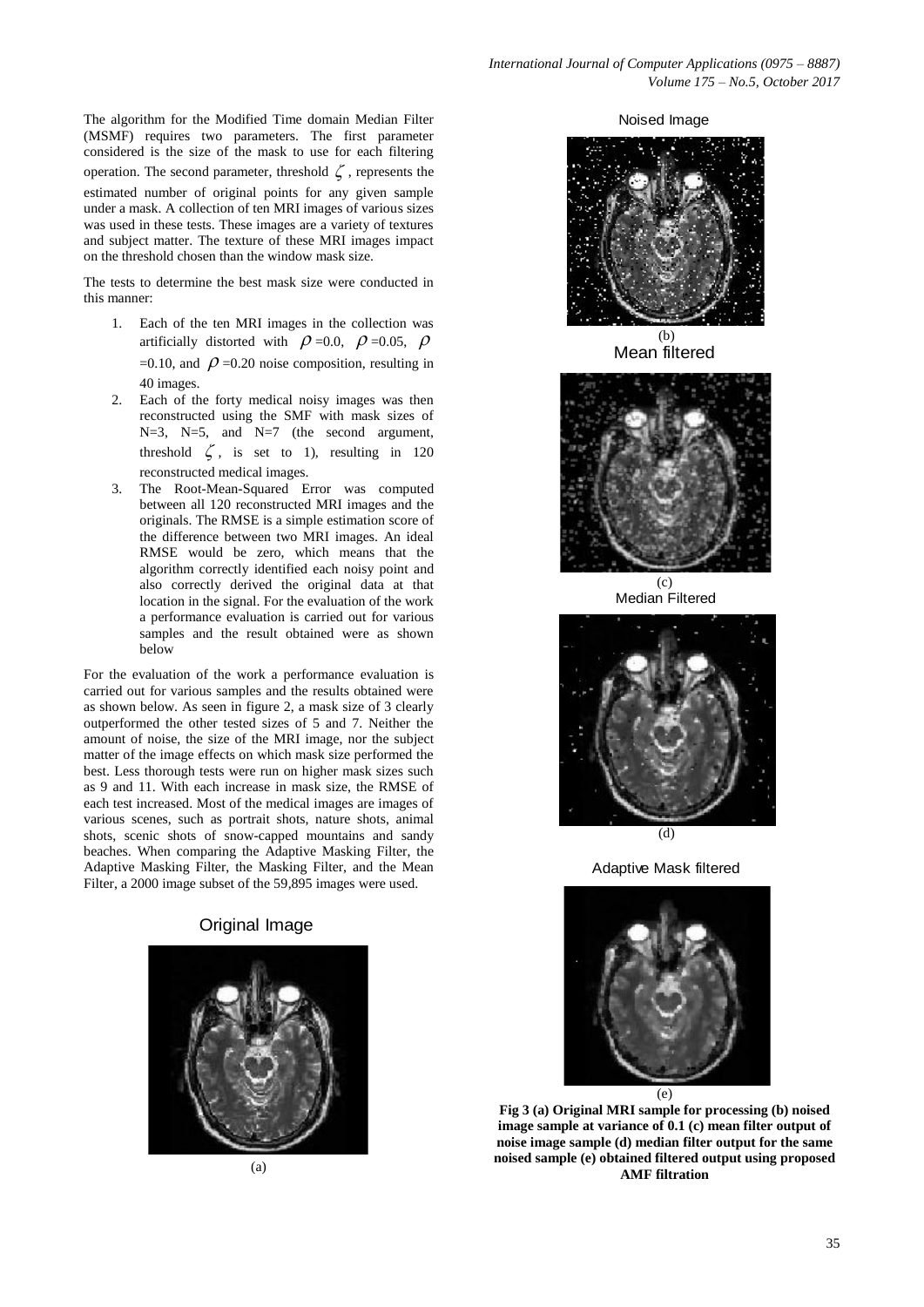The algorithm for the Modified Time domain Median Filter (MSMF) requires two parameters. The first parameter considered is the size of the mask to use for each filtering operation. The second parameter, threshold $\zeta$, represents the estimated number of original points for any given sample under a mask. A collection of ten MRI images of various sizes was used in these tests. These images are a variety of textures and subject matter. The texture of these MRI images impact on the threshold chosen than the window mask size.

The tests to determine the best mask size were conducted in this manner:

1. Each of the ten MRI images in the collection was artificially distorted with $\rho$ =0.0, $\rho$ =0.05, $\rho$ =0.10, and $\rho$ =0.20 noise composition, resulting in 40 images.
2. Each of the forty medical noisy images was then reconstructed using the SMF with mask sizes of N=3, N=5, and N=7 (the second argument, threshold $\zeta$, is set to 1), resulting in 120 reconstructed medical images.
3. The Root-Mean-Squared Error was computed between all 120 reconstructed MRI images and the originals. The RMSE is a simple estimation score of the difference between two MRI images. An ideal RMSE would be zero, which means that the algorithm correctly identified each noisy point and also correctly derived the original data at that location in the signal. For the evaluation of the work a performance evaluation is carried out for various samples and the result obtained were as shown below

For the evaluation of the work a performance evaluation is carried out for various samples and the results obtained were as shown below. As seen in figure 2, a mask size of 3 clearly outperformed the other tested sizes of 5 and 7. Neither the amount of noise, the size of the MRI image, nor the subject matter of the image effects on which mask size performed the best. Less thorough tests were run on higher mask sizes such as 9 and 11. With each increase in mask size, the RMSE of each test increased. Most of the medical images are images of various scenes, such as portrait shots, nature shots, animal shots, scenic shots of snow-capped mountains and sandy beaches. When comparing the Adaptive Masking Filter, the Adaptive Masking Filter, the Masking Filter, and the Mean Filter, a 2000 image subset of the 59,895 images were used.

Original Image

(a)

Noised Image

(b)

Mean filtered

(c)

Median Filtered

(d)

Adaptive Mask filtered

(e)

**Fig 3 (a) Original MRI sample for processing (b) noised image sample at variance of 0.1 (c) mean filter output of noise image sample (d) median filter output for the same noised sample (e) obtained filtered output using proposed AMF filtration**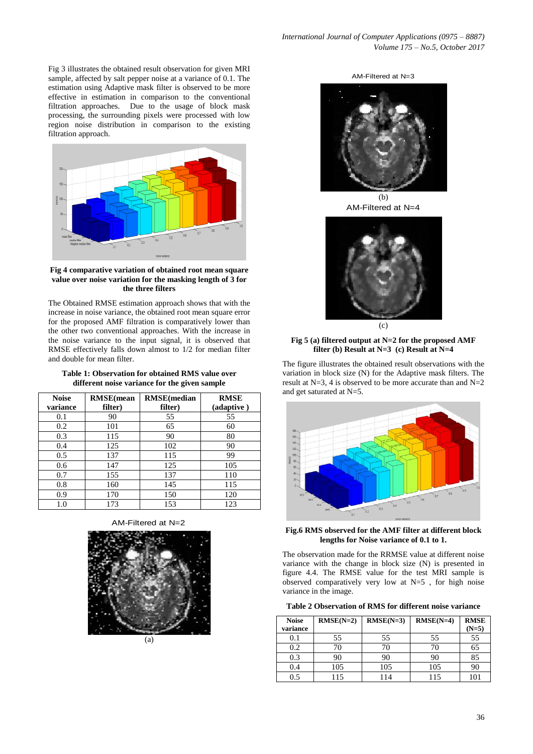Fig 3 illustrates the obtained result observation for given MRI sample, affected by salt pepper noise at a variance of 0.1. The estimation using Adaptive mask filter is observed to be more effective in estimation in comparison to the conventional filtration approaches. Due to the usage of block mask processing, the surrounding pixels were processed with low region noise distribution in comparison to the existing filtration approach.

**Fig 4 comparative variation of obtained root mean square value over noise variation for the masking length of 3 for the three filters**

The Obtained RMSE estimation approach shows that with the increase in noise variance, the obtained root mean square error for the proposed AMF filtration is comparatively lower than the other two conventional approaches. With the increase in the noise variance to the input signal, it is observed that RMSE effectively falls down almost to 1/2 for median filter and double for mean filter.

**Table 1: Observation for obtained RMS value over different noise variance for the given sample**

| Noise variance | RMSE(mean filter) | RMSE(median filter) | RMSE (adaptive ) |
|---|---|---|---|
| 0.1 | 90 | 55 | 55 |
| 0.2 | 101 | 65 | 60 |
| 0.3 | 115 | 90 | 80 |
| 0.4 | 125 | 102 | 90 |
| 0.5 | 137 | 115 | 99 |
| 0.6 | 147 | 125 | 105 |
| 0.7 | 155 | 137 | 110 |
| 0.8 | 160 | 145 | 115 |
| 0.9 | 170 | 150 | 120 |
| 1.0 | 173 | 153 | 123 |

AM-Filtered at N=2

(a)

AM-Filtered at N=3

(b)

AM-Filtered at N=4

(c)

**Fig 5 (a) filtered output at N=2 for the proposed AMF filter (b) Result at N=3 (c) Result at N=4**

The figure illustrates the obtained result observations with the variation in block size (N) for the Adaptive mask filters. The result at N=3, 4 is observed to be more accurate than and N=2 and get saturated at N=5.

**Fig.6 RMS observed for the AMF filter at different block lengths for Noise variance of 0.1 to 1.**

The observation made for the RRMSE value at different noise variance with the change in block size (N) is presented in figure 4.4. The RMSE value for the test MRI sample is observed comparatively very low at N=5 , for high noise variance in the image.

**Table 2 Observation of RMS for different noise variance**

| Noise variance | RMSE(N=2) | RMSE(N=3) | RMSE(N=4) | RMSE (N=5) |
|---|---|---|---|---|
| 0.1 | 55 | 55 | 55 | 55 |
| 0.2 | 70 | 70 | 70 | 65 |
| 0.3 | 90 | 90 | 90 | 85 |
| 0.4 | 105 | 105 | 105 | 90 |
| 0.5 | 115 | 114 | 115 | 101 |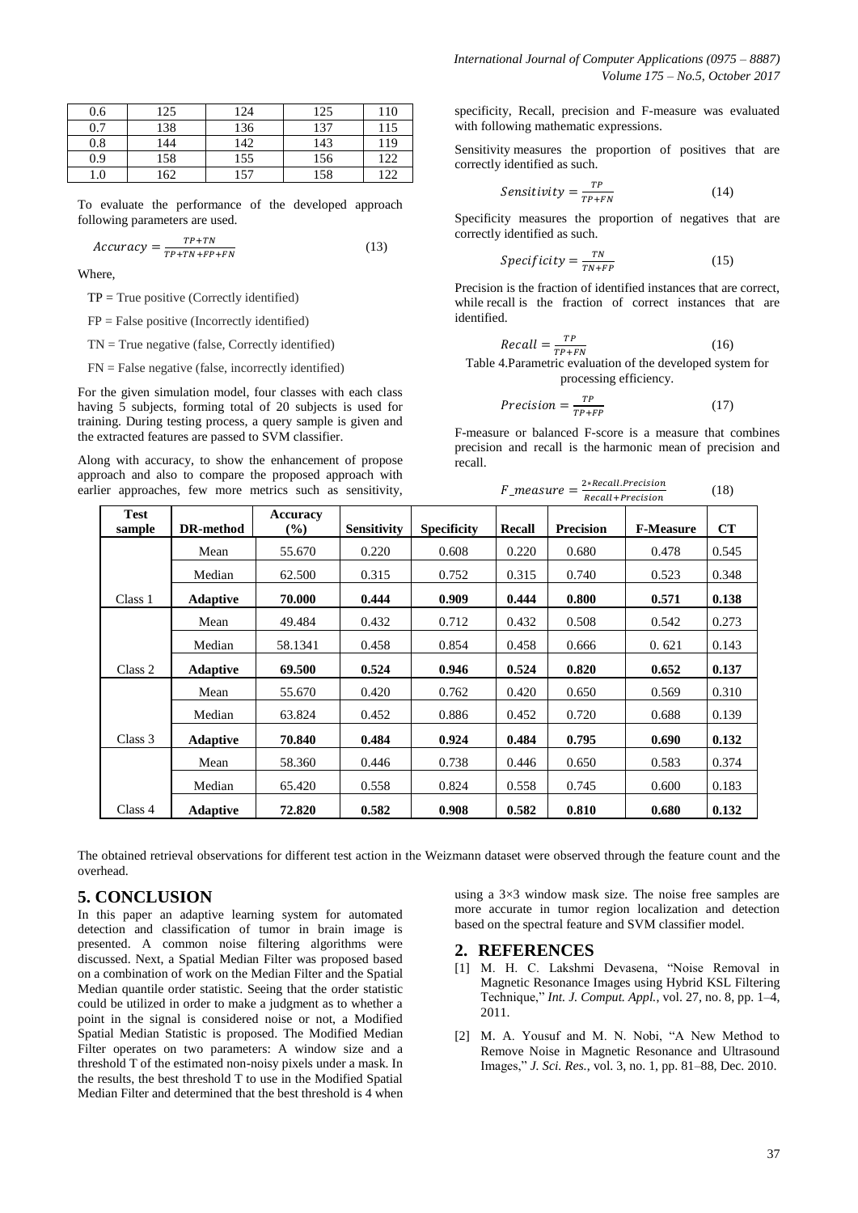| 0.6 | 125 | 124 | 125 | 110 |
|---|---|---|---|---|
| 0.7 | 138 | 136 | 137 | 115 |
| 0.8 | 144 | 142 | 143 | 119 |
| 0.9 | 158 | 155 | 156 | 122 |
| 1.0 | 162 | 157 | 158 | 122 |

To evaluate the performance of the developed approach following parameters are used.

$$Accuracy = \frac{TP+TN}{TP+TN+FP+FN} \quad (13)$$

Where,

TP = True positive (Correctly identified)

FP = False positive (Incorrectly identified)

TN = True negative (false, Correctly identified)

FN = False negative (false, incorrectly identified)

For the given simulation model, four classes with each class having 5 subjects, forming total of 20 subjects is used for training. During testing process, a query sample is given and the extracted features are passed to SVM classifier.

Along with accuracy, to show the enhancement of propose approach and also to compare the proposed approach with earlier approaches, few more metrics such as sensitivity, specificity, Recall, precision and F-measure was evaluated with following mathematic expressions.

Sensitivity measures the proportion of positives that are correctly identified as such.

$$Sensitivity = \frac{TP}{TP+FN} \quad (14)$$

Specificity measures the proportion of negatives that are correctly identified as such.

$$Specificity = \frac{TN}{TN+FP} \quad (15)$$

Precision is the fraction of identified instances that are correct, while recall is the fraction of correct instances that are identified.

$$Recall = \frac{TP}{TP+FN} \quad (16)$$

$$Precision = \frac{TP}{TP+FP} \quad (17)$$

F-measure or balanced F-score is a measure that combines precision and recall is the harmonic mean of precision and recall.

$$F\_measure = \frac{2*Recall.Precision}{Recall+Precision} \quad (18)$$

Table 4.Parametric evaluation of the developed system for processing efficiency.

| Test sample | DR-method | Accuracy (%) | Sensitivity | Specificity | Recall | Precision | F-Measure | CT |
|---|---|---|---|---|---|---|---|---|
| | Mean | 55.670 | 0.220 | 0.608 | 0.220 | 0.680 | 0.478 | 0.545 |
| | Median | 62.500 | 0.315 | 0.752 | 0.315 | 0.740 | 0.523 | 0.348 |
| Class 1 | **Adaptive** | **70.000** | **0.444** | **0.909** | **0.444** | **0.800** | **0.571** | **0.138** |
| | Mean | 49.484 | 0.432 | 0.712 | 0.432 | 0.508 | 0.542 | 0.273 |
| | Median | 58.1341 | 0.458 | 0.854 | 0.458 | 0.666 | 0. 621 | 0.143 |
| Class 2 | **Adaptive** | **69.500** | **0.524** | **0.946** | **0.524** | **0.820** | **0.652** | **0.137** |
| | Mean | 55.670 | 0.420 | 0.762 | 0.420 | 0.650 | 0.569 | 0.310 |
| | Median | 63.824 | 0.452 | 0.886 | 0.452 | 0.720 | 0.688 | 0.139 |
| Class 3 | **Adaptive** | **70.840** | **0.484** | **0.924** | **0.484** | **0.795** | **0.690** | **0.132** |
| | Mean | 58.360 | 0.446 | 0.738 | 0.446 | 0.650 | 0.583 | 0.374 |
| | Median | 65.420 | 0.558 | 0.824 | 0.558 | 0.745 | 0.600 | 0.183 |
| Class 4 | **Adaptive** | **72.820** | **0.582** | **0.908** | **0.582** | **0.810** | **0.680** | **0.132** |

The obtained retrieval observations for different test action in the Weizmann dataset were observed through the feature count and the overhead.

## 5. CONCLUSION

In this paper an adaptive learning system for automated detection and classification of tumor in brain image is presented. A common noise filtering algorithms were discussed. Next, a Spatial Median Filter was proposed based on a combination of work on the Median Filter and the Spatial Median quantile order statistic. Seeing that the order statistic could be utilized in order to make a judgment as to whether a point in the signal is considered noise or not, a Modified Spatial Median Statistic is proposed. The Modified Median Filter operates on two parameters: A window size and a threshold T of the estimated non-noisy pixels under a mask. In the results, the best threshold T to use in the Modified Spatial Median Filter and determined that the best threshold is 4 when using a 3×3 window mask size. The noise free samples are more accurate in tumor region localization and detection based on the spectral feature and SVM classifier model.

## 2. REFERENCES

[1] M. H. C. Lakshmi Devasena, "Noise Removal in Magnetic Resonance Images using Hybrid KSL Filtering Technique," *Int. J. Comput. Appl.*, vol. 27, no. 8, pp. 1–4, 2011.

[2] M. A. Yousuf and M. N. Nobi, "A New Method to Remove Noise in Magnetic Resonance and Ultrasound Images," *J. Sci. Res.*, vol. 3, no. 1, pp. 81–88, Dec. 2010.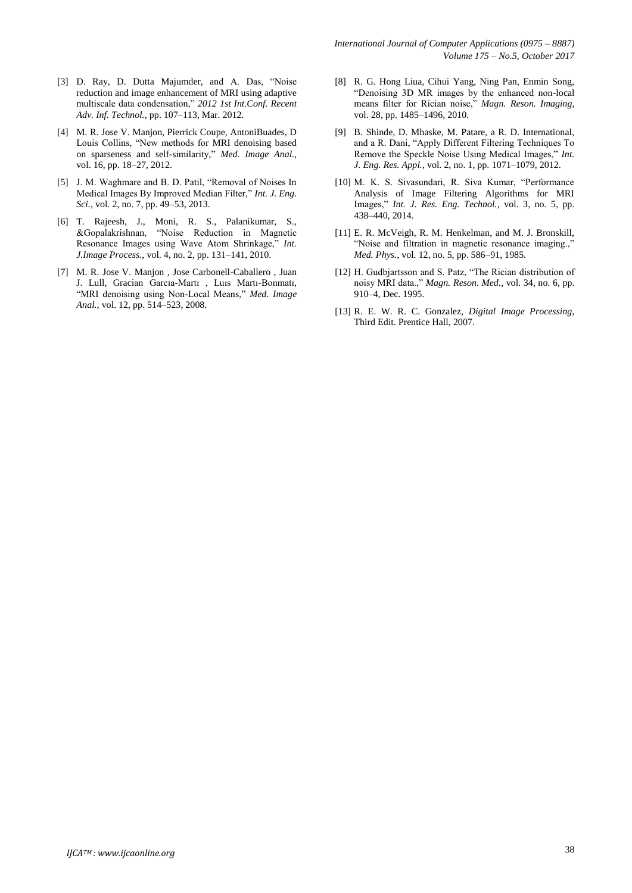[3] D. Ray, D. Dutta Majumder, and A. Das, "Noise reduction and image enhancement of MRI using adaptive multiscale data condensation," *2012 1st Int.Conf. Recent Adv. Inf. Technol.*, pp. 107–113, Mar. 2012.

[4] M. R. Jose V. Manjon, Pierrick Coupe, AntoniBuades, D Louis Collins, "New methods for MRI denoising based on sparseness and self-similarity," *Med. Image Anal.*, vol. 16, pp. 18–27, 2012.

[5] J. M. Waghmare and B. D. Patil, "Removal of Noises In Medical Images By Improved Median Filter," *Int. J. Eng. Sci.*, vol. 2, no. 7, pp. 49–53, 2013.

[6] T. Rajeesh, J., Moni, R. S., Palanikumar, S., &Gopalakrishnan, "Noise Reduction in Magnetic Resonance Images using Wave Atom Shrinkage," *Int. J.Image Process.*, vol. 4, no. 2, pp. 131–141, 2010.

[7] M. R. Jose V. Manjon , Jose Carbonell-Caballero , Juan J. Lull, Gracian Garcıa-Martı , Luıs Martı-Bonmatı, "MRI denoising using Non-Local Means," *Med. Image Anal.*, vol. 12, pp. 514–523, 2008.

[8] R. G. Hong Liua, Cihui Yang, Ning Pan, Enmin Song, "Denoising 3D MR images by the enhanced non-local means filter for Rician noise," *Magn. Reson. Imaging*, vol. 28, pp. 1485–1496, 2010.

[9] B. Shinde, D. Mhaske, M. Patare, a R. D. International, and a R. Dani, "Apply Different Filtering Techniques To Remove the Speckle Noise Using Medical Images," *Int. J. Eng. Res. Appl.*, vol. 2, no. 1, pp. 1071–1079, 2012.

[10] M. K. S. Sivasundari, R. Siva Kumar, "Performance Analysis of Image Filtering Algorithms for MRI Images," *Int. J. Res. Eng. Technol.*, vol. 3, no. 5, pp. 438–440, 2014.

[11] E. R. McVeigh, R. M. Henkelman, and M. J. Bronskill, "Noise and filtration in magnetic resonance imaging.," *Med. Phys.*, vol. 12, no. 5, pp. 586–91, 1985.

[12] H. Gudbjartsson and S. Patz, "The Rician distribution of noisy MRI data.," *Magn. Reson. Med.*, vol. 34, no. 6, pp. 910–4, Dec. 1995.

[13] R. E. W. R. C. Gonzalez, *Digital Image Processing*, Third Edit. Prentice Hall, 2007.